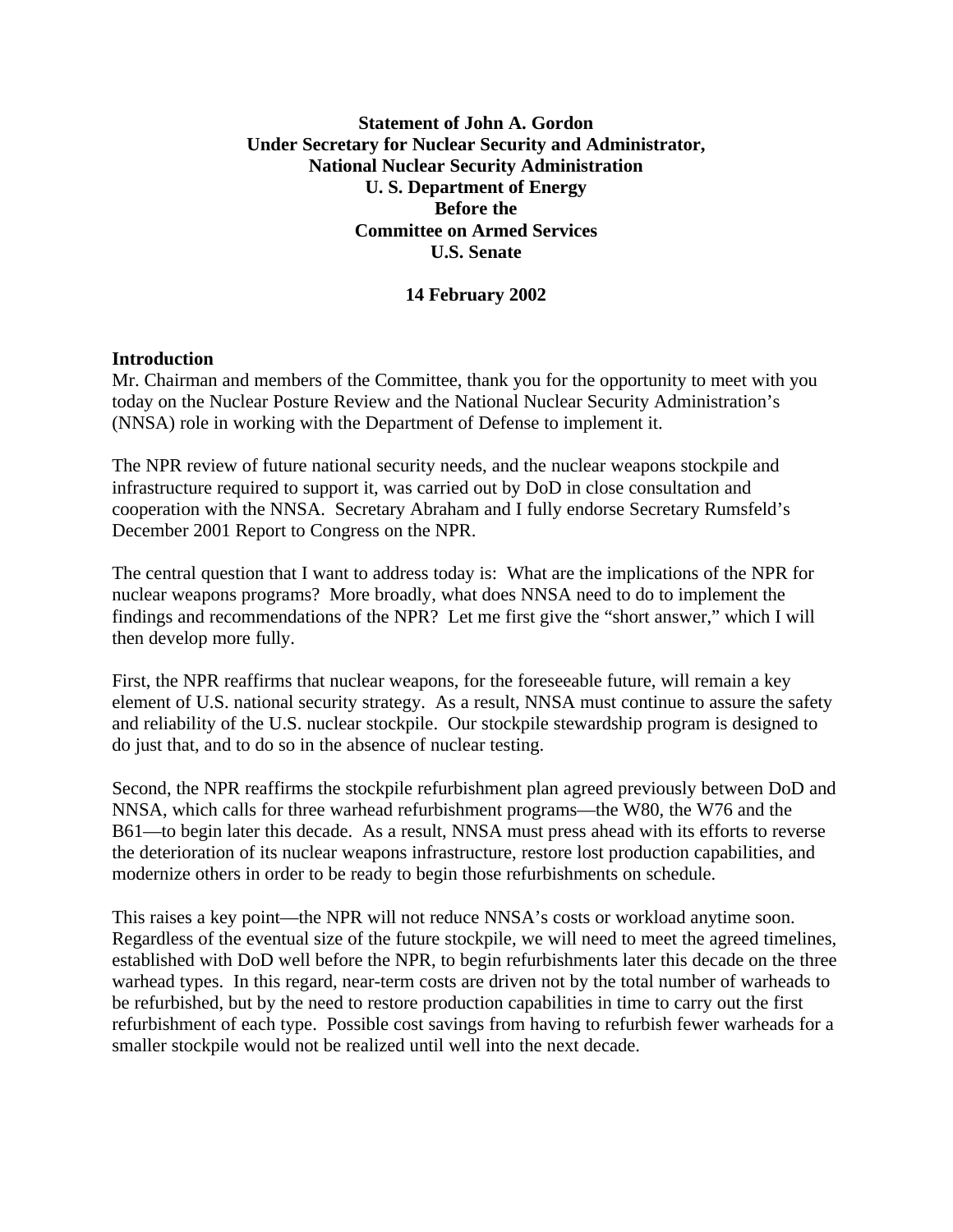**Statement of John A. Gordon**
**Under Secretary for Nuclear Security and Administrator,**
**National Nuclear Security Administration**
**U. S. Department of Energy**
**Before the**
**Committee on Armed Services**
**U.S. Senate**

**14 February 2002**

## Introduction

Mr. Chairman and members of the Committee, thank you for the opportunity to meet with you today on the Nuclear Posture Review and the National Nuclear Security Administration's (NNSA) role in working with the Department of Defense to implement it.

The NPR review of future national security needs, and the nuclear weapons stockpile and infrastructure required to support it, was carried out by DoD in close consultation and cooperation with the NNSA. Secretary Abraham and I fully endorse Secretary Rumsfeld's December 2001 Report to Congress on the NPR.

The central question that I want to address today is: What are the implications of the NPR for nuclear weapons programs? More broadly, what does NNSA need to do to implement the findings and recommendations of the NPR? Let me first give the "short answer," which I will then develop more fully.

First, the NPR reaffirms that nuclear weapons, for the foreseeable future, will remain a key element of U.S. national security strategy. As a result, NNSA must continue to assure the safety and reliability of the U.S. nuclear stockpile. Our stockpile stewardship program is designed to do just that, and to do so in the absence of nuclear testing.

Second, the NPR reaffirms the stockpile refurbishment plan agreed previously between DoD and NNSA, which calls for three warhead refurbishment programs—the W80, the W76 and the B61—to begin later this decade. As a result, NNSA must press ahead with its efforts to reverse the deterioration of its nuclear weapons infrastructure, restore lost production capabilities, and modernize others in order to be ready to begin those refurbishments on schedule.

This raises a key point—the NPR will not reduce NNSA's costs or workload anytime soon. Regardless of the eventual size of the future stockpile, we will need to meet the agreed timelines, established with DoD well before the NPR, to begin refurbishments later this decade on the three warhead types. In this regard, near-term costs are driven not by the total number of warheads to be refurbished, but by the need to restore production capabilities in time to carry out the first refurbishment of each type. Possible cost savings from having to refurbish fewer warheads for a smaller stockpile would not be realized until well into the next decade.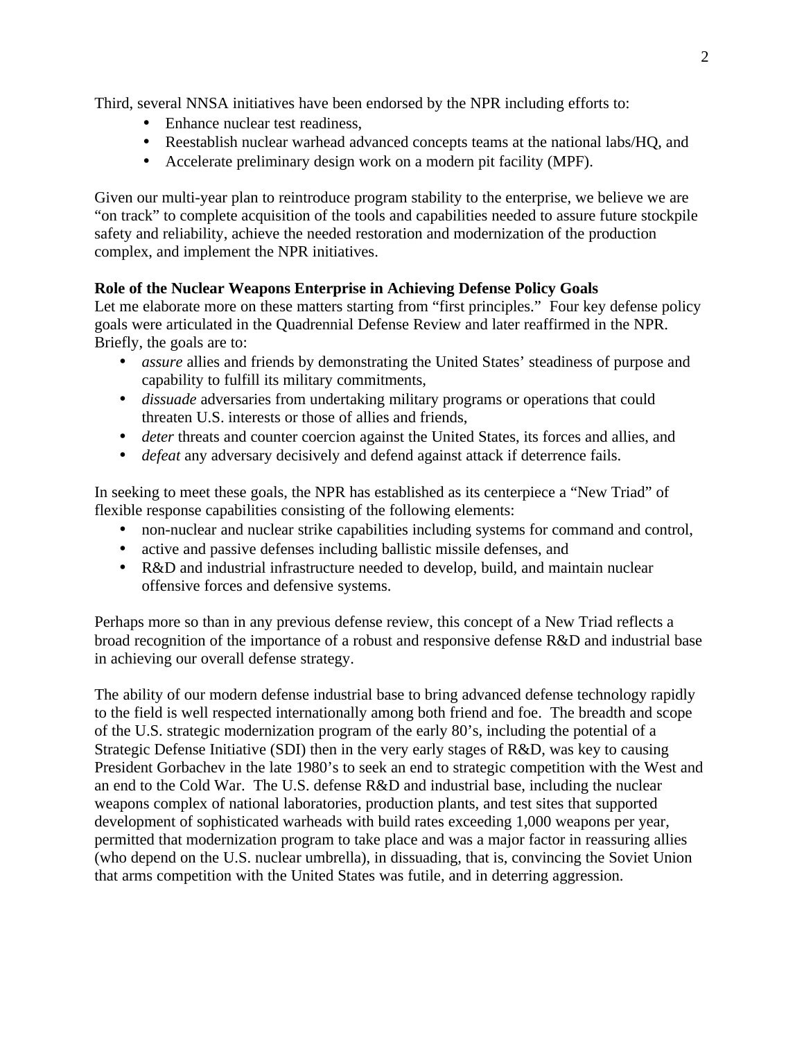Third, several NNSA initiatives have been endorsed by the NPR including efforts to:

- Enhance nuclear test readiness,
- Reestablish nuclear warhead advanced concepts teams at the national labs/HQ, and
- Accelerate preliminary design work on a modern pit facility (MPF).

Given our multi-year plan to reintroduce program stability to the enterprise, we believe we are "on track" to complete acquisition of the tools and capabilities needed to assure future stockpile safety and reliability, achieve the needed restoration and modernization of the production complex, and implement the NPR initiatives.

**Role of the Nuclear Weapons Enterprise in Achieving Defense Policy Goals**

Let me elaborate more on these matters starting from "first principles." Four key defense policy goals were articulated in the Quadrennial Defense Review and later reaffirmed in the NPR. Briefly, the goals are to:

- *assure* allies and friends by demonstrating the United States' steadiness of purpose and capability to fulfill its military commitments,
- *dissuade* adversaries from undertaking military programs or operations that could threaten U.S. interests or those of allies and friends,
- *deter* threats and counter coercion against the United States, its forces and allies, and
- *defeat* any adversary decisively and defend against attack if deterrence fails.

In seeking to meet these goals, the NPR has established as its centerpiece a "New Triad" of flexible response capabilities consisting of the following elements:

- non-nuclear and nuclear strike capabilities including systems for command and control,
- active and passive defenses including ballistic missile defenses, and
- R&D and industrial infrastructure needed to develop, build, and maintain nuclear offensive forces and defensive systems.

Perhaps more so than in any previous defense review, this concept of a New Triad reflects a broad recognition of the importance of a robust and responsive defense R&D and industrial base in achieving our overall defense strategy.

The ability of our modern defense industrial base to bring advanced defense technology rapidly to the field is well respected internationally among both friend and foe. The breadth and scope of the U.S. strategic modernization program of the early 80's, including the potential of a Strategic Defense Initiative (SDI) then in the very early stages of R&D, was key to causing President Gorbachev in the late 1980's to seek an end to strategic competition with the West and an end to the Cold War. The U.S. defense R&D and industrial base, including the nuclear weapons complex of national laboratories, production plants, and test sites that supported development of sophisticated warheads with build rates exceeding 1,000 weapons per year, permitted that modernization program to take place and was a major factor in reassuring allies (who depend on the U.S. nuclear umbrella), in dissuading, that is, convincing the Soviet Union that arms competition with the United States was futile, and in deterring aggression.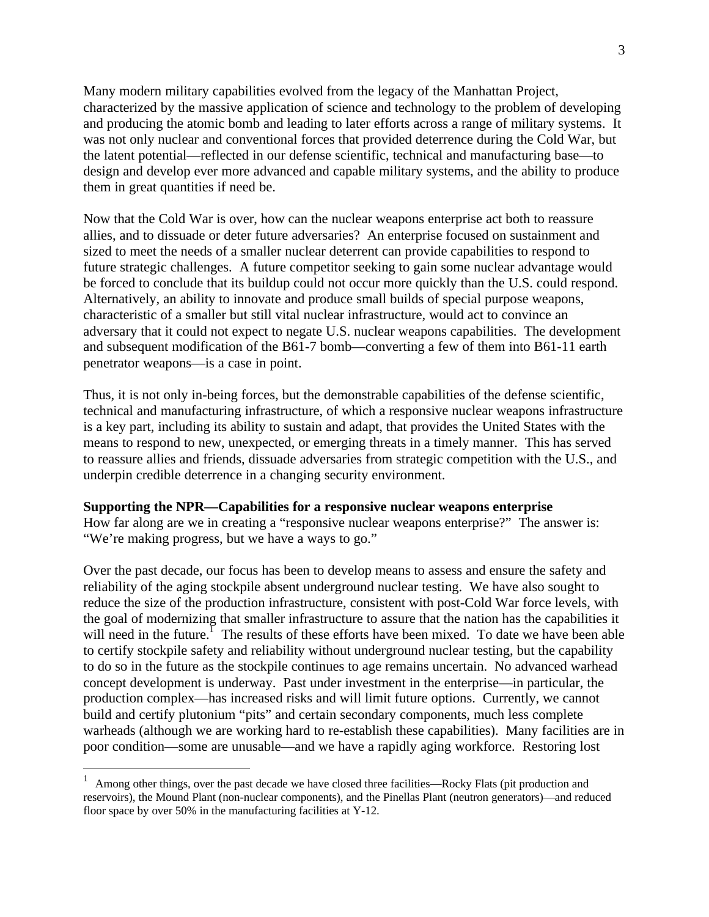Many modern military capabilities evolved from the legacy of the Manhattan Project, characterized by the massive application of science and technology to the problem of developing and producing the atomic bomb and leading to later efforts across a range of military systems. It was not only nuclear and conventional forces that provided deterrence during the Cold War, but the latent potential—reflected in our defense scientific, technical and manufacturing base—to design and develop ever more advanced and capable military systems, and the ability to produce them in great quantities if need be.

Now that the Cold War is over, how can the nuclear weapons enterprise act both to reassure allies, and to dissuade or deter future adversaries? An enterprise focused on sustainment and sized to meet the needs of a smaller nuclear deterrent can provide capabilities to respond to future strategic challenges. A future competitor seeking to gain some nuclear advantage would be forced to conclude that its buildup could not occur more quickly than the U.S. could respond. Alternatively, an ability to innovate and produce small builds of special purpose weapons, characteristic of a smaller but still vital nuclear infrastructure, would act to convince an adversary that it could not expect to negate U.S. nuclear weapons capabilities. The development and subsequent modification of the B61-7 bomb—converting a few of them into B61-11 earth penetrator weapons—is a case in point.

Thus, it is not only in-being forces, but the demonstrable capabilities of the defense scientific, technical and manufacturing infrastructure, of which a responsive nuclear weapons infrastructure is a key part, including its ability to sustain and adapt, that provides the United States with the means to respond to new, unexpected, or emerging threats in a timely manner. This has served to reassure allies and friends, dissuade adversaries from strategic competition with the U.S., and underpin credible deterrence in a changing security environment.

**Supporting the NPR—Capabilities for a responsive nuclear weapons enterprise**
How far along are we in creating a "responsive nuclear weapons enterprise?" The answer is: "We're making progress, but we have a ways to go."

Over the past decade, our focus has been to develop means to assess and ensure the safety and reliability of the aging stockpile absent underground nuclear testing. We have also sought to reduce the size of the production infrastructure, consistent with post-Cold War force levels, with the goal of modernizing that smaller infrastructure to assure that the nation has the capabilities it will need in the future.[1] The results of these efforts have been mixed. To date we have been able to certify stockpile safety and reliability without underground nuclear testing, but the capability to do so in the future as the stockpile continues to age remains uncertain. No advanced warhead concept development is underway. Past under investment in the enterprise—in particular, the production complex—has increased risks and will limit future options. Currently, we cannot build and certify plutonium "pits" and certain secondary components, much less complete warheads (although we are working hard to re-establish these capabilities). Many facilities are in poor condition—some are unusable—and we have a rapidly aging workforce. Restoring lost

[1] Among other things, over the past decade we have closed three facilities—Rocky Flats (pit production and reservoirs), the Mound Plant (non-nuclear components), and the Pinellas Plant (neutron generators)—and reduced floor space by over 50% in the manufacturing facilities at Y-12.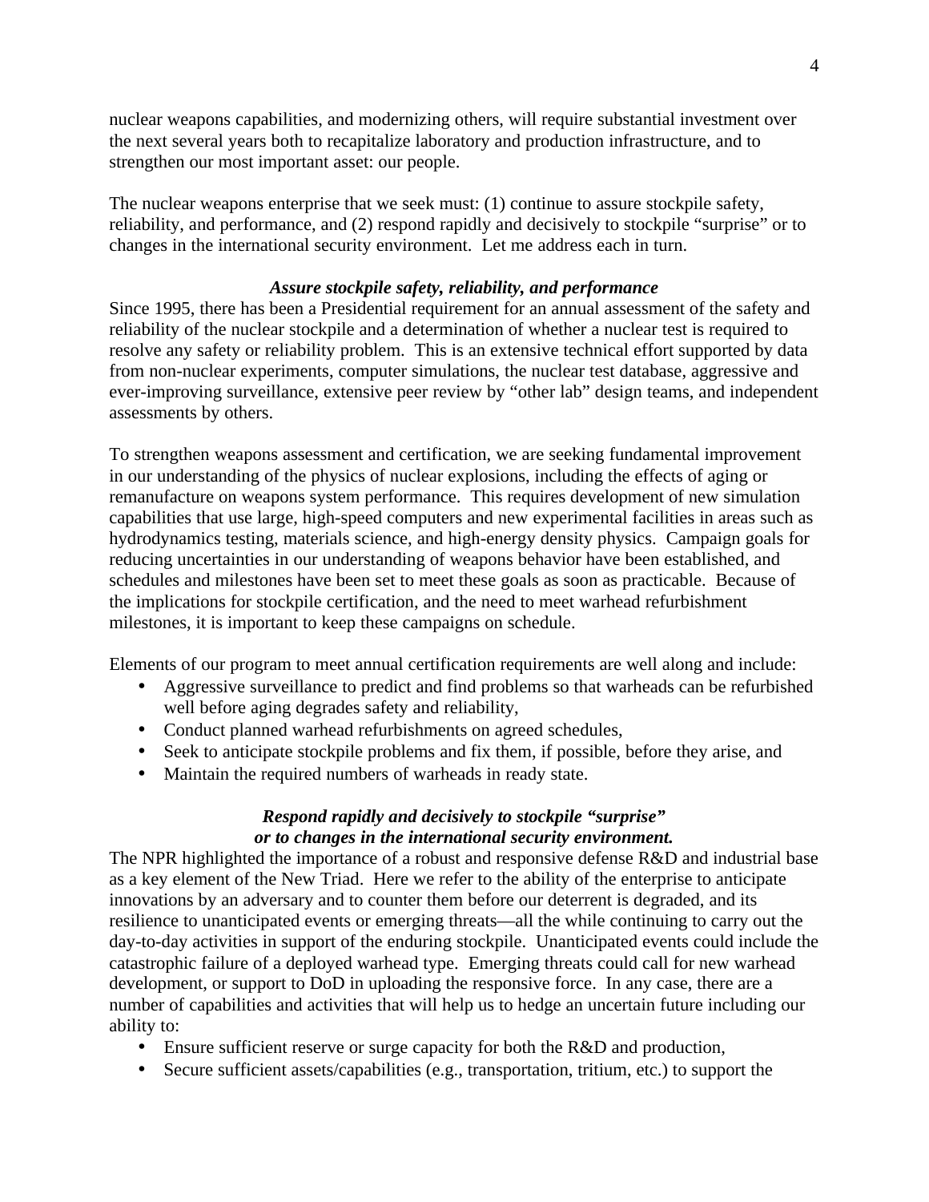nuclear weapons capabilities, and modernizing others, will require substantial investment over the next several years both to recapitalize laboratory and production infrastructure, and to strengthen our most important asset: our people.

The nuclear weapons enterprise that we seek must: (1) continue to assure stockpile safety, reliability, and performance, and (2) respond rapidly and decisively to stockpile "surprise" or to changes in the international security environment. Let me address each in turn.

***Assure stockpile safety, reliability, and performance***

Since 1995, there has been a Presidential requirement for an annual assessment of the safety and reliability of the nuclear stockpile and a determination of whether a nuclear test is required to resolve any safety or reliability problem. This is an extensive technical effort supported by data from non-nuclear experiments, computer simulations, the nuclear test database, aggressive and ever-improving surveillance, extensive peer review by "other lab" design teams, and independent assessments by others.

To strengthen weapons assessment and certification, we are seeking fundamental improvement in our understanding of the physics of nuclear explosions, including the effects of aging or remanufacture on weapons system performance. This requires development of new simulation capabilities that use large, high-speed computers and new experimental facilities in areas such as hydrodynamics testing, materials science, and high-energy density physics. Campaign goals for reducing uncertainties in our understanding of weapons behavior have been established, and schedules and milestones have been set to meet these goals as soon as practicable. Because of the implications for stockpile certification, and the need to meet warhead refurbishment milestones, it is important to keep these campaigns on schedule.

Elements of our program to meet annual certification requirements are well along and include:

- Aggressive surveillance to predict and find problems so that warheads can be refurbished well before aging degrades safety and reliability,
- Conduct planned warhead refurbishments on agreed schedules,
- Seek to anticipate stockpile problems and fix them, if possible, before they arise, and
- Maintain the required numbers of warheads in ready state.

***Respond rapidly and decisively to stockpile "surprise" or to changes in the international security environment.***

The NPR highlighted the importance of a robust and responsive defense R&D and industrial base as a key element of the New Triad. Here we refer to the ability of the enterprise to anticipate innovations by an adversary and to counter them before our deterrent is degraded, and its resilience to unanticipated events or emerging threats—all the while continuing to carry out the day-to-day activities in support of the enduring stockpile. Unanticipated events could include the catastrophic failure of a deployed warhead type. Emerging threats could call for new warhead development, or support to DoD in uploading the responsive force. In any case, there are a number of capabilities and activities that will help us to hedge an uncertain future including our ability to:

- Ensure sufficient reserve or surge capacity for both the R&D and production,
- Secure sufficient assets/capabilities (e.g., transportation, tritium, etc.) to support the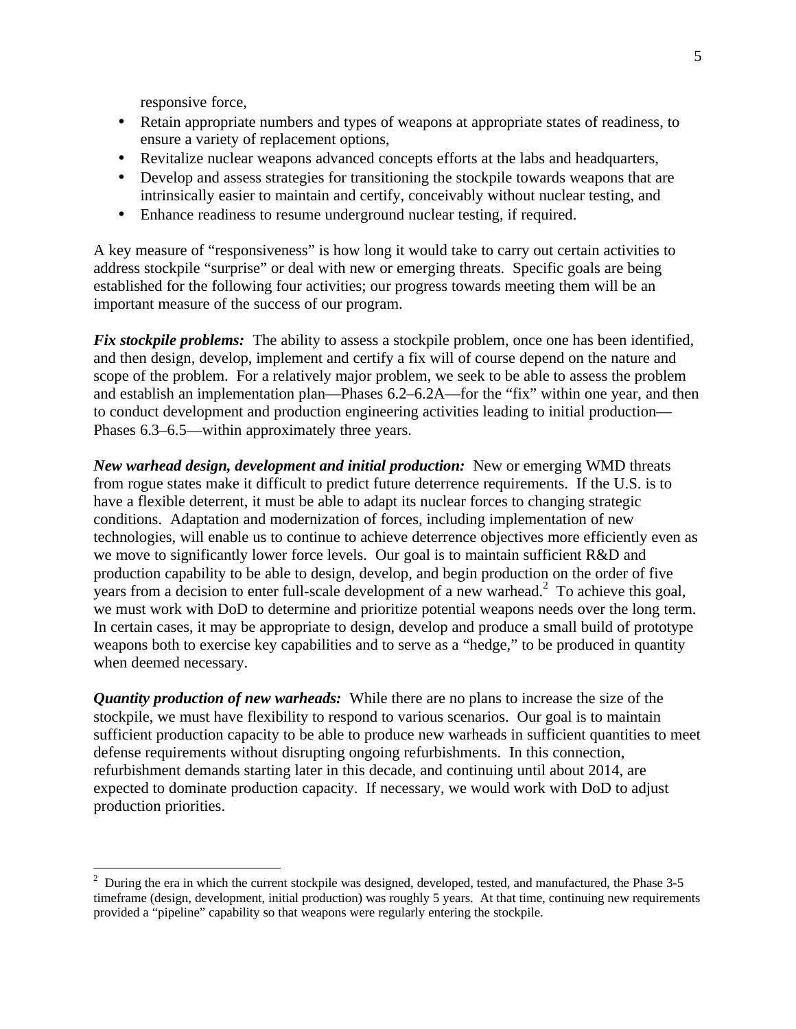responsive force,

- Retain appropriate numbers and types of weapons at appropriate states of readiness, to ensure a variety of replacement options,
- Revitalize nuclear weapons advanced concepts efforts at the labs and headquarters,
- Develop and assess strategies for transitioning the stockpile towards weapons that are intrinsically easier to maintain and certify, conceivably without nuclear testing, and
- Enhance readiness to resume underground nuclear testing, if required.

A key measure of "responsiveness" is how long it would take to carry out certain activities to address stockpile "surprise" or deal with new or emerging threats. Specific goals are being established for the following four activities; our progress towards meeting them will be an important measure of the success of our program.

***Fix stockpile problems:*** The ability to assess a stockpile problem, once one has been identified, and then design, develop, implement and certify a fix will of course depend on the nature and scope of the problem. For a relatively major problem, we seek to be able to assess the problem and establish an implementation plan—Phases 6.2–6.2A—for the "fix" within one year, and then to conduct development and production engineering activities leading to initial production—Phases 6.3–6.5—within approximately three years.

***New warhead design, development and initial production:*** New or emerging WMD threats from rogue states make it difficult to predict future deterrence requirements. If the U.S. is to have a flexible deterrent, it must be able to adapt its nuclear forces to changing strategic conditions. Adaptation and modernization of forces, including implementation of new technologies, will enable us to continue to achieve deterrence objectives more efficiently even as we move to significantly lower force levels. Our goal is to maintain sufficient R&D and production capability to be able to design, develop, and begin production on the order of five years from a decision to enter full-scale development of a new warhead.[2] To achieve this goal, we must work with DoD to determine and prioritize potential weapons needs over the long term. In certain cases, it may be appropriate to design, develop and produce a small build of prototype weapons both to exercise key capabilities and to serve as a "hedge," to be produced in quantity when deemed necessary.

***Quantity production of new warheads:*** While there are no plans to increase the size of the stockpile, we must have flexibility to respond to various scenarios. Our goal is to maintain sufficient production capacity to be able to produce new warheads in sufficient quantities to meet defense requirements without disrupting ongoing refurbishments. In this connection, refurbishment demands starting later in this decade, and continuing until about 2014, are expected to dominate production capacity. If necessary, we would work with DoD to adjust production priorities.

---

[2] During the era in which the current stockpile was designed, developed, tested, and manufactured, the Phase 3-5 timeframe (design, development, initial production) was roughly 5 years. At that time, continuing new requirements provided a "pipeline" capability so that weapons were regularly entering the stockpile.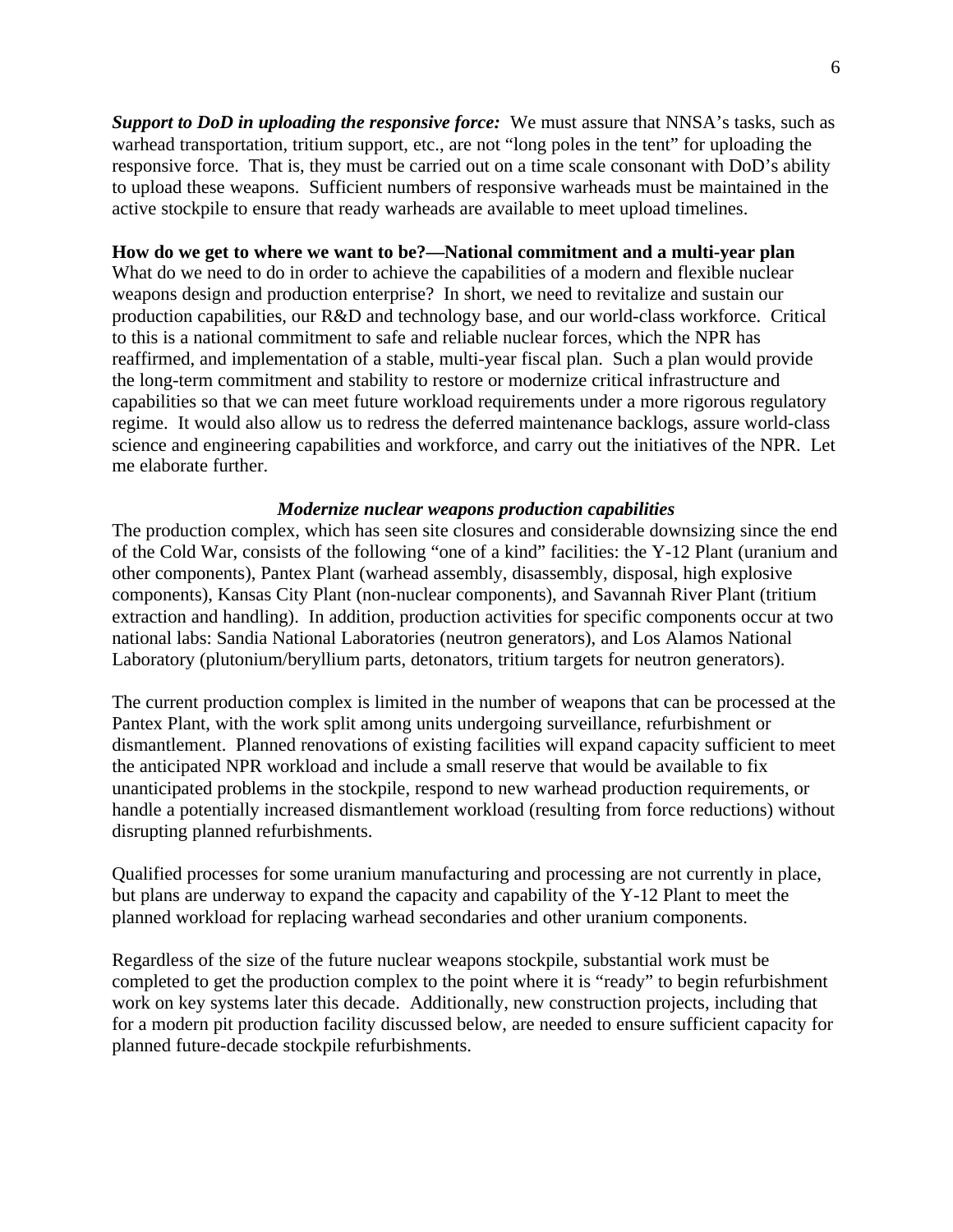***Support to DoD in uploading the responsive force:*** We must assure that NNSA's tasks, such as warhead transportation, tritium support, etc., are not "long poles in the tent" for uploading the responsive force. That is, they must be carried out on a time scale consonant with DoD's ability to upload these weapons. Sufficient numbers of responsive warheads must be maintained in the active stockpile to ensure that ready warheads are available to meet upload timelines.

**How do we get to where we want to be?—National commitment and a multi-year plan**

What do we need to do in order to achieve the capabilities of a modern and flexible nuclear weapons design and production enterprise? In short, we need to revitalize and sustain our production capabilities, our R&D and technology base, and our world-class workforce. Critical to this is a national commitment to safe and reliable nuclear forces, which the NPR has reaffirmed, and implementation of a stable, multi-year fiscal plan. Such a plan would provide the long-term commitment and stability to restore or modernize critical infrastructure and capabilities so that we can meet future workload requirements under a more rigorous regulatory regime. It would also allow us to redress the deferred maintenance backlogs, assure world-class science and engineering capabilities and workforce, and carry out the initiatives of the NPR. Let me elaborate further.

***Modernize nuclear weapons production capabilities***

The production complex, which has seen site closures and considerable downsizing since the end of the Cold War, consists of the following "one of a kind" facilities: the Y-12 Plant (uranium and other components), Pantex Plant (warhead assembly, disassembly, disposal, high explosive components), Kansas City Plant (non-nuclear components), and Savannah River Plant (tritium extraction and handling). In addition, production activities for specific components occur at two national labs: Sandia National Laboratories (neutron generators), and Los Alamos National Laboratory (plutonium/beryllium parts, detonators, tritium targets for neutron generators).

The current production complex is limited in the number of weapons that can be processed at the Pantex Plant, with the work split among units undergoing surveillance, refurbishment or dismantlement. Planned renovations of existing facilities will expand capacity sufficient to meet the anticipated NPR workload and include a small reserve that would be available to fix unanticipated problems in the stockpile, respond to new warhead production requirements, or handle a potentially increased dismantlement workload (resulting from force reductions) without disrupting planned refurbishments.

Qualified processes for some uranium manufacturing and processing are not currently in place, but plans are underway to expand the capacity and capability of the Y-12 Plant to meet the planned workload for replacing warhead secondaries and other uranium components.

Regardless of the size of the future nuclear weapons stockpile, substantial work must be completed to get the production complex to the point where it is "ready" to begin refurbishment work on key systems later this decade. Additionally, new construction projects, including that for a modern pit production facility discussed below, are needed to ensure sufficient capacity for planned future-decade stockpile refurbishments.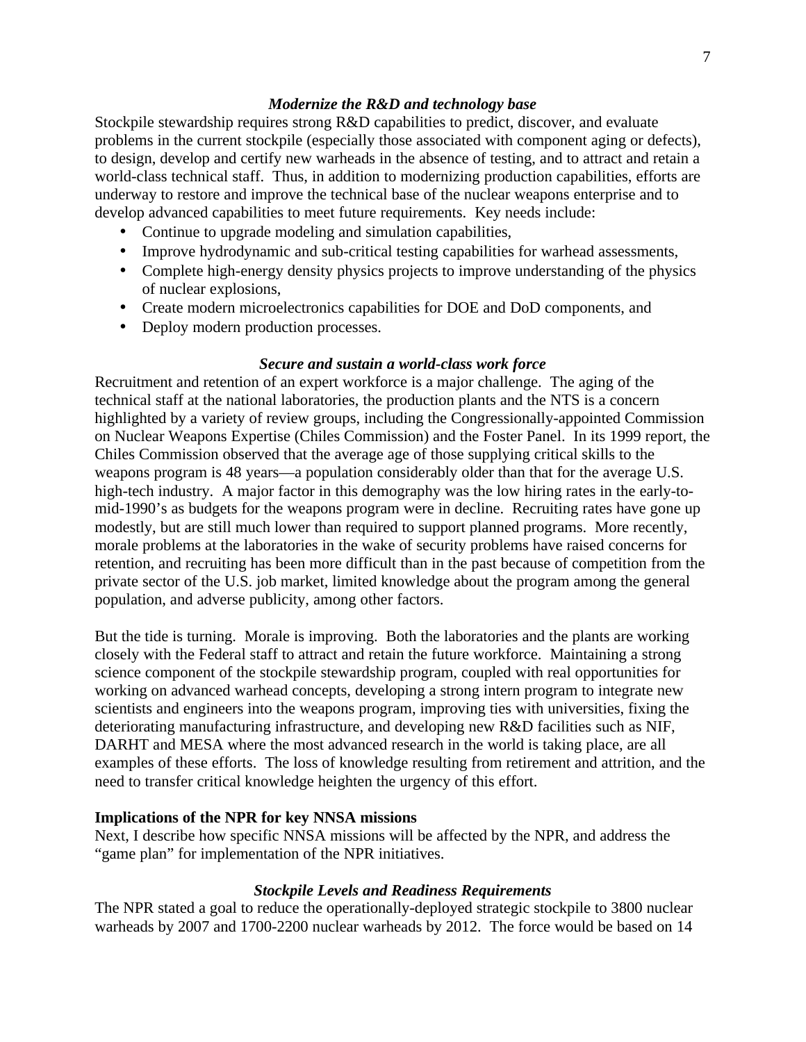### *Modernize the R&D and technology base*

Stockpile stewardship requires strong R&D capabilities to predict, discover, and evaluate problems in the current stockpile (especially those associated with component aging or defects), to design, develop and certify new warheads in the absence of testing, and to attract and retain a world-class technical staff. Thus, in addition to modernizing production capabilities, efforts are underway to restore and improve the technical base of the nuclear weapons enterprise and to develop advanced capabilities to meet future requirements. Key needs include:

- Continue to upgrade modeling and simulation capabilities,
- Improve hydrodynamic and sub-critical testing capabilities for warhead assessments,
- Complete high-energy density physics projects to improve understanding of the physics of nuclear explosions,
- Create modern microelectronics capabilities for DOE and DoD components, and
- Deploy modern production processes.

### *Secure and sustain a world-class work force*

Recruitment and retention of an expert workforce is a major challenge. The aging of the technical staff at the national laboratories, the production plants and the NTS is a concern highlighted by a variety of review groups, including the Congressionally-appointed Commission on Nuclear Weapons Expertise (Chiles Commission) and the Foster Panel. In its 1999 report, the Chiles Commission observed that the average age of those supplying critical skills to the weapons program is 48 years—a population considerably older than that for the average U.S. high-tech industry. A major factor in this demography was the low hiring rates in the early-to-mid-1990's as budgets for the weapons program were in decline. Recruiting rates have gone up modestly, but are still much lower than required to support planned programs. More recently, morale problems at the laboratories in the wake of security problems have raised concerns for retention, and recruiting has been more difficult than in the past because of competition from the private sector of the U.S. job market, limited knowledge about the program among the general population, and adverse publicity, among other factors.

But the tide is turning. Morale is improving. Both the laboratories and the plants are working closely with the Federal staff to attract and retain the future workforce. Maintaining a strong science component of the stockpile stewardship program, coupled with real opportunities for working on advanced warhead concepts, developing a strong intern program to integrate new scientists and engineers into the weapons program, improving ties with universities, fixing the deteriorating manufacturing infrastructure, and developing new R&D facilities such as NIF, DARHT and MESA where the most advanced research in the world is taking place, are all examples of these efforts. The loss of knowledge resulting from retirement and attrition, and the need to transfer critical knowledge heighten the urgency of this effort.

## Implications of the NPR for key NNSA missions

Next, I describe how specific NNSA missions will be affected by the NPR, and address the "game plan" for implementation of the NPR initiatives.

### *Stockpile Levels and Readiness Requirements*

The NPR stated a goal to reduce the operationally-deployed strategic stockpile to 3800 nuclear warheads by 2007 and 1700-2200 nuclear warheads by 2012. The force would be based on 14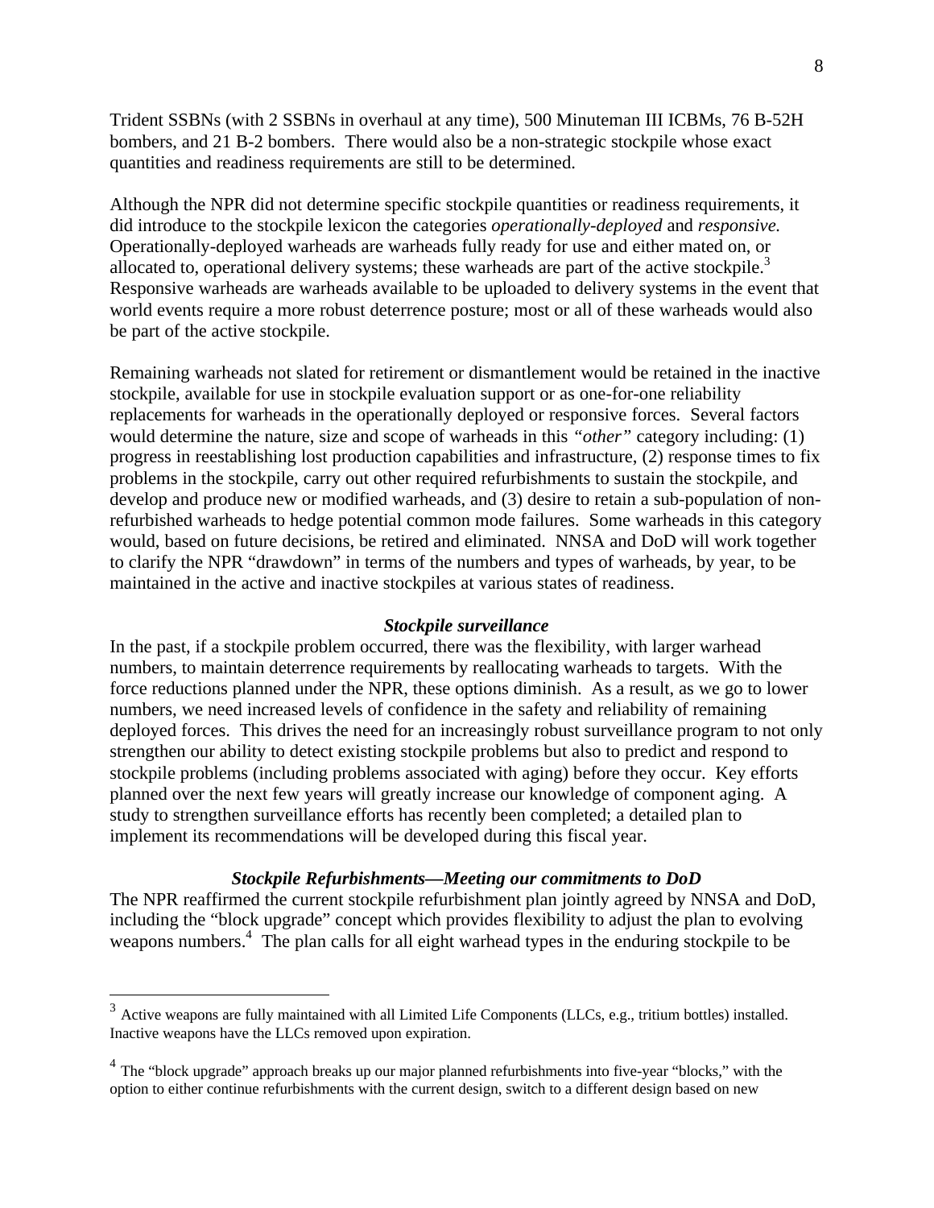Trident SSBNs (with 2 SSBNs in overhaul at any time), 500 Minuteman III ICBMs, 76 B-52H bombers, and 21 B-2 bombers. There would also be a non-strategic stockpile whose exact quantities and readiness requirements are still to be determined.

Although the NPR did not determine specific stockpile quantities or readiness requirements, it did introduce to the stockpile lexicon the categories *operationally-deployed* and *responsive.* Operationally-deployed warheads are warheads fully ready for use and either mated on, or allocated to, operational delivery systems; these warheads are part of the active stockpile.[3] Responsive warheads are warheads available to be uploaded to delivery systems in the event that world events require a more robust deterrence posture; most or all of these warheads would also be part of the active stockpile.

Remaining warheads not slated for retirement or dismantlement would be retained in the inactive stockpile, available for use in stockpile evaluation support or as one-for-one reliability replacements for warheads in the operationally deployed or responsive forces. Several factors would determine the nature, size and scope of warheads in this *"other"* category including: (1) progress in reestablishing lost production capabilities and infrastructure, (2) response times to fix problems in the stockpile, carry out other required refurbishments to sustain the stockpile, and develop and produce new or modified warheads, and (3) desire to retain a sub-population of non-refurbished warheads to hedge potential common mode failures. Some warheads in this category would, based on future decisions, be retired and eliminated. NNSA and DoD will work together to clarify the NPR "drawdown" in terms of the numbers and types of warheads, by year, to be maintained in the active and inactive stockpiles at various states of readiness.

### *Stockpile surveillance*

In the past, if a stockpile problem occurred, there was the flexibility, with larger warhead numbers, to maintain deterrence requirements by reallocating warheads to targets. With the force reductions planned under the NPR, these options diminish. As a result, as we go to lower numbers, we need increased levels of confidence in the safety and reliability of remaining deployed forces. This drives the need for an increasingly robust surveillance program to not only strengthen our ability to detect existing stockpile problems but also to predict and respond to stockpile problems (including problems associated with aging) before they occur. Key efforts planned over the next few years will greatly increase our knowledge of component aging. A study to strengthen surveillance efforts has recently been completed; a detailed plan to implement its recommendations will be developed during this fiscal year.

### *Stockpile Refurbishments—Meeting our commitments to DoD*

The NPR reaffirmed the current stockpile refurbishment plan jointly agreed by NNSA and DoD, including the "block upgrade" concept which provides flexibility to adjust the plan to evolving weapons numbers.[4] The plan calls for all eight warhead types in the enduring stockpile to be

---

[3] Active weapons are fully maintained with all Limited Life Components (LLCs, e.g., tritium bottles) installed. Inactive weapons have the LLCs removed upon expiration.

[4] The "block upgrade" approach breaks up our major planned refurbishments into five-year "blocks," with the option to either continue refurbishments with the current design, switch to a different design based on new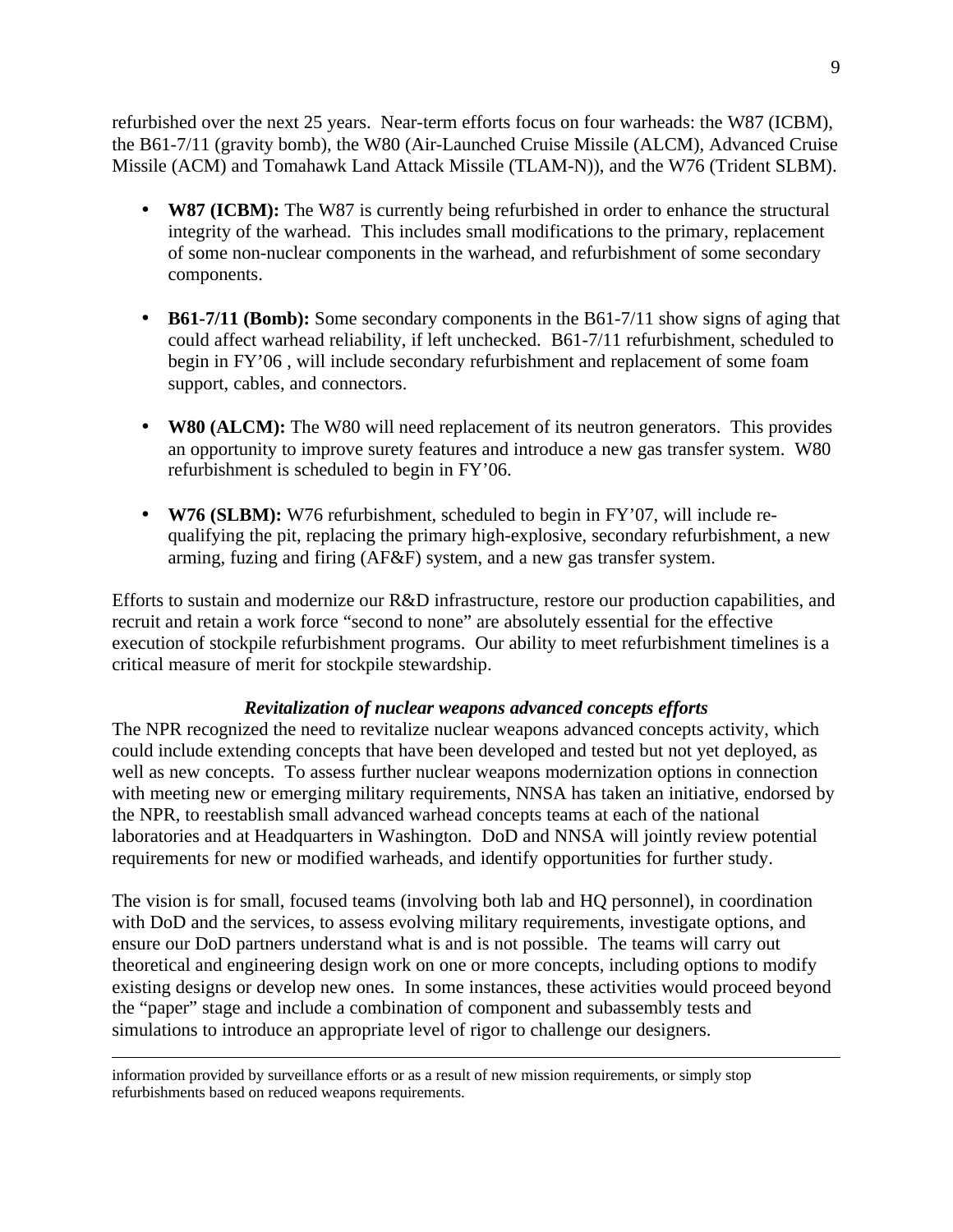refurbished over the next 25 years. Near-term efforts focus on four warheads: the W87 (ICBM), the B61-7/11 (gravity bomb), the W80 (Air-Launched Cruise Missile (ALCM), Advanced Cruise Missile (ACM) and Tomahawk Land Attack Missile (TLAM-N)), and the W76 (Trident SLBM).

- **W87 (ICBM):** The W87 is currently being refurbished in order to enhance the structural integrity of the warhead. This includes small modifications to the primary, replacement of some non-nuclear components in the warhead, and refurbishment of some secondary components.

- **B61-7/11 (Bomb):** Some secondary components in the B61-7/11 show signs of aging that could affect warhead reliability, if left unchecked. B61-7/11 refurbishment, scheduled to begin in FY'06 , will include secondary refurbishment and replacement of some foam support, cables, and connectors.

- **W80 (ALCM):** The W80 will need replacement of its neutron generators. This provides an opportunity to improve surety features and introduce a new gas transfer system. W80 refurbishment is scheduled to begin in FY'06.

- **W76 (SLBM):** W76 refurbishment, scheduled to begin in FY'07, will include re-qualifying the pit, replacing the primary high-explosive, secondary refurbishment, a new arming, fuzing and firing (AF&F) system, and a new gas transfer system.

Efforts to sustain and modernize our R&D infrastructure, restore our production capabilities, and recruit and retain a work force "second to none" are absolutely essential for the effective execution of stockpile refurbishment programs. Our ability to meet refurbishment timelines is a critical measure of merit for stockpile stewardship.

### *Revitalization of nuclear weapons advanced concepts efforts*

The NPR recognized the need to revitalize nuclear weapons advanced concepts activity, which could include extending concepts that have been developed and tested but not yet deployed, as well as new concepts. To assess further nuclear weapons modernization options in connection with meeting new or emerging military requirements, NNSA has taken an initiative, endorsed by the NPR, to reestablish small advanced warhead concepts teams at each of the national laboratories and at Headquarters in Washington. DoD and NNSA will jointly review potential requirements for new or modified warheads, and identify opportunities for further study.

The vision is for small, focused teams (involving both lab and HQ personnel), in coordination with DoD and the services, to assess evolving military requirements, investigate options, and ensure our DoD partners understand what is and is not possible. The teams will carry out theoretical and engineering design work on one or more concepts, including options to modify existing designs or develop new ones. In some instances, these activities would proceed beyond the "paper" stage and include a combination of component and subassembly tests and simulations to introduce an appropriate level of rigor to challenge our designers.

---

information provided by surveillance efforts or as a result of new mission requirements, or simply stop refurbishments based on reduced weapons requirements.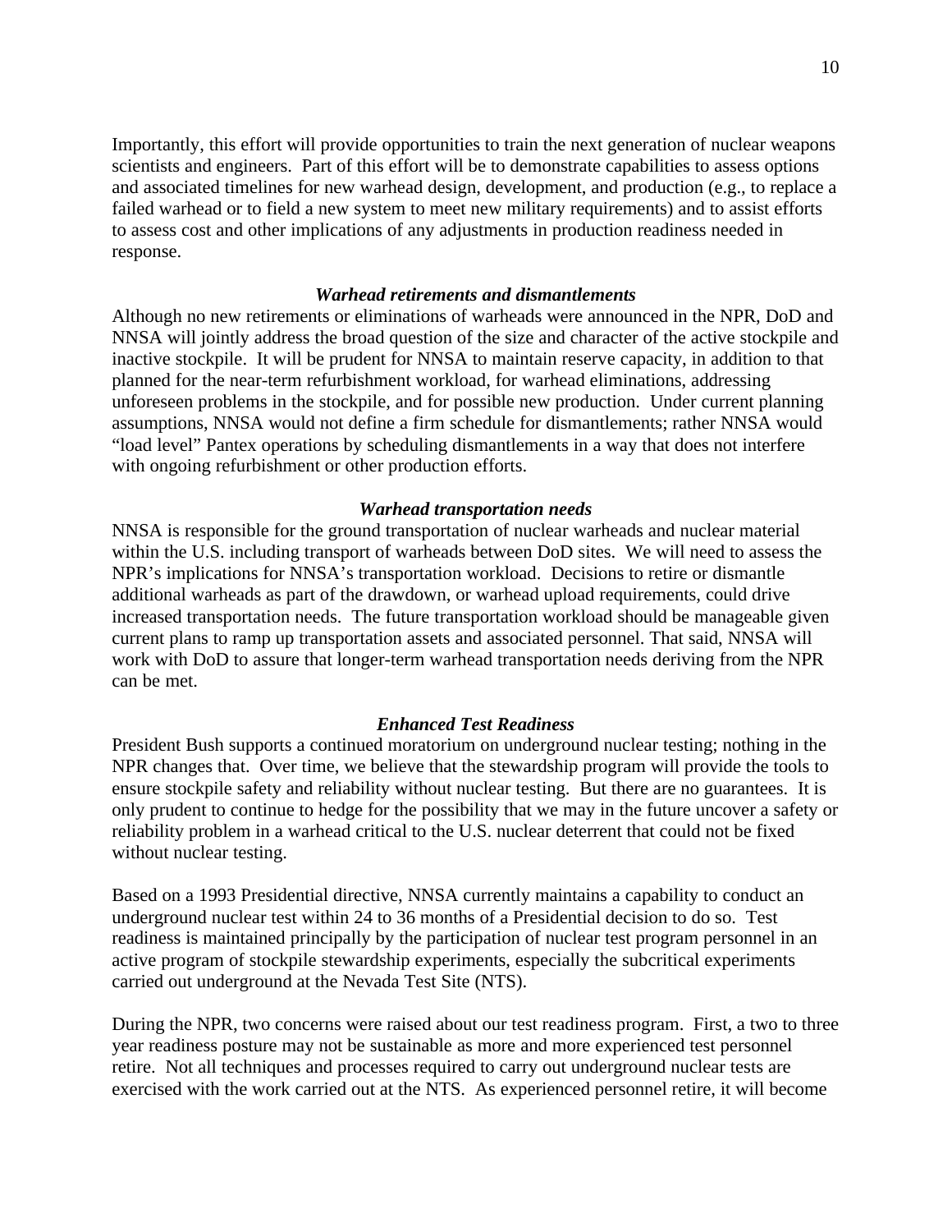Importantly, this effort will provide opportunities to train the next generation of nuclear weapons scientists and engineers. Part of this effort will be to demonstrate capabilities to assess options and associated timelines for new warhead design, development, and production (e.g., to replace a failed warhead or to field a new system to meet new military requirements) and to assist efforts to assess cost and other implications of any adjustments in production readiness needed in response.

### *Warhead retirements and dismantlements*

Although no new retirements or eliminations of warheads were announced in the NPR, DoD and NNSA will jointly address the broad question of the size and character of the active stockpile and inactive stockpile. It will be prudent for NNSA to maintain reserve capacity, in addition to that planned for the near-term refurbishment workload, for warhead eliminations, addressing unforeseen problems in the stockpile, and for possible new production. Under current planning assumptions, NNSA would not define a firm schedule for dismantlements; rather NNSA would "load level" Pantex operations by scheduling dismantlements in a way that does not interfere with ongoing refurbishment or other production efforts.

### *Warhead transportation needs*

NNSA is responsible for the ground transportation of nuclear warheads and nuclear material within the U.S. including transport of warheads between DoD sites. We will need to assess the NPR's implications for NNSA's transportation workload. Decisions to retire or dismantle additional warheads as part of the drawdown, or warhead upload requirements, could drive increased transportation needs. The future transportation workload should be manageable given current plans to ramp up transportation assets and associated personnel. That said, NNSA will work with DoD to assure that longer-term warhead transportation needs deriving from the NPR can be met.

### *Enhanced Test Readiness*

President Bush supports a continued moratorium on underground nuclear testing; nothing in the NPR changes that. Over time, we believe that the stewardship program will provide the tools to ensure stockpile safety and reliability without nuclear testing. But there are no guarantees. It is only prudent to continue to hedge for the possibility that we may in the future uncover a safety or reliability problem in a warhead critical to the U.S. nuclear deterrent that could not be fixed without nuclear testing.

Based on a 1993 Presidential directive, NNSA currently maintains a capability to conduct an underground nuclear test within 24 to 36 months of a Presidential decision to do so. Test readiness is maintained principally by the participation of nuclear test program personnel in an active program of stockpile stewardship experiments, especially the subcritical experiments carried out underground at the Nevada Test Site (NTS).

During the NPR, two concerns were raised about our test readiness program. First, a two to three year readiness posture may not be sustainable as more and more experienced test personnel retire. Not all techniques and processes required to carry out underground nuclear tests are exercised with the work carried out at the NTS. As experienced personnel retire, it will become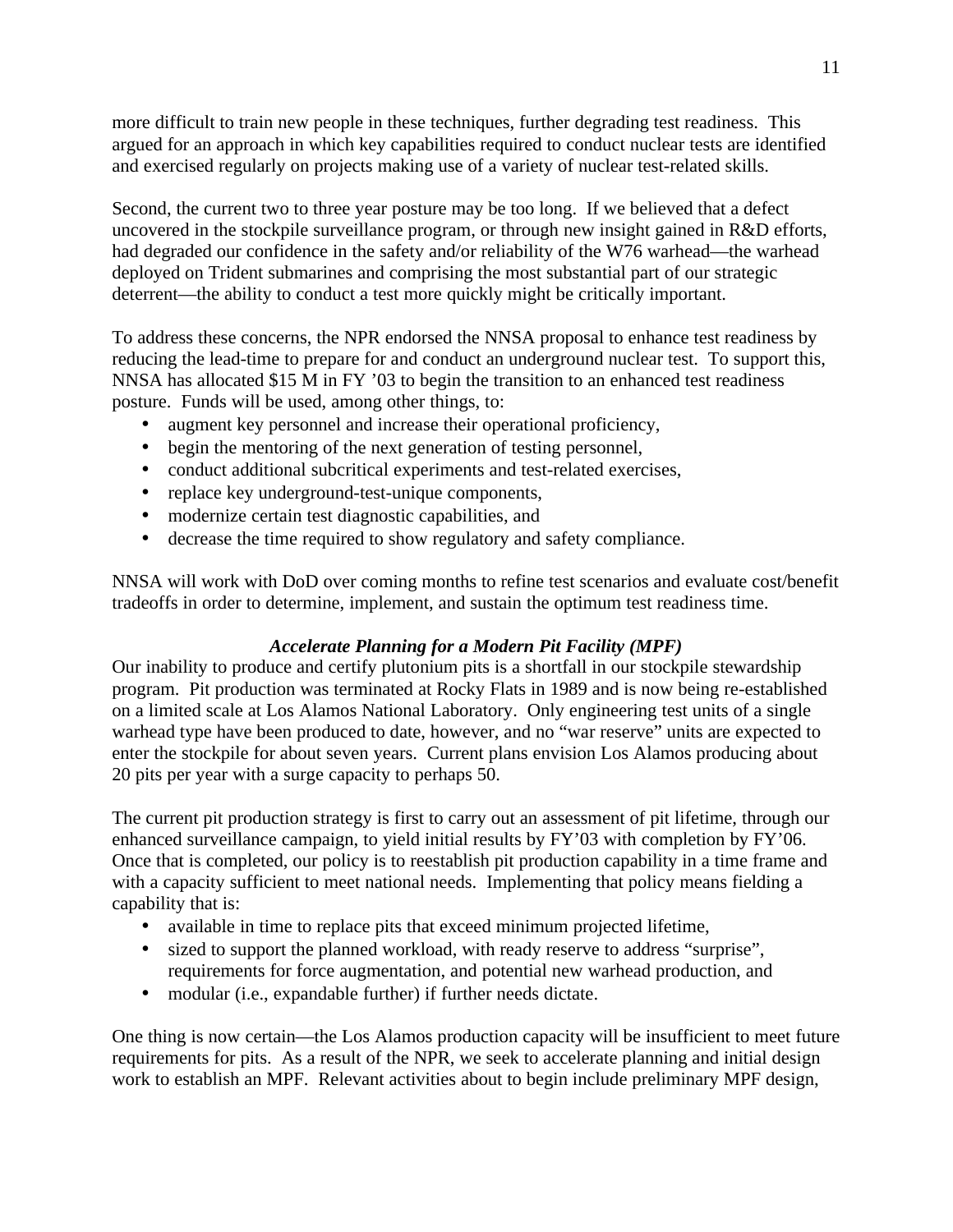more difficult to train new people in these techniques, further degrading test readiness. This argued for an approach in which key capabilities required to conduct nuclear tests are identified and exercised regularly on projects making use of a variety of nuclear test-related skills.

Second, the current two to three year posture may be too long. If we believed that a defect uncovered in the stockpile surveillance program, or through new insight gained in R&D efforts, had degraded our confidence in the safety and/or reliability of the W76 warhead—the warhead deployed on Trident submarines and comprising the most substantial part of our strategic deterrent—the ability to conduct a test more quickly might be critically important.

To address these concerns, the NPR endorsed the NNSA proposal to enhance test readiness by reducing the lead-time to prepare for and conduct an underground nuclear test. To support this, NNSA has allocated $15 M in FY ’03 to begin the transition to an enhanced test readiness posture. Funds will be used, among other things, to:

- augment key personnel and increase their operational proficiency,
- begin the mentoring of the next generation of testing personnel,
- conduct additional subcritical experiments and test-related exercises,
- replace key underground-test-unique components,
- modernize certain test diagnostic capabilities, and
- decrease the time required to show regulatory and safety compliance.

NNSA will work with DoD over coming months to refine test scenarios and evaluate cost/benefit tradeoffs in order to determine, implement, and sustain the optimum test readiness time.

### *Accelerate Planning for a Modern Pit Facility (MPF)*

Our inability to produce and certify plutonium pits is a shortfall in our stockpile stewardship program. Pit production was terminated at Rocky Flats in 1989 and is now being re-established on a limited scale at Los Alamos National Laboratory. Only engineering test units of a single warhead type have been produced to date, however, and no “war reserve” units are expected to enter the stockpile for about seven years. Current plans envision Los Alamos producing about 20 pits per year with a surge capacity to perhaps 50.

The current pit production strategy is first to carry out an assessment of pit lifetime, through our enhanced surveillance campaign, to yield initial results by FY’03 with completion by FY’06. Once that is completed, our policy is to reestablish pit production capability in a time frame and with a capacity sufficient to meet national needs. Implementing that policy means fielding a capability that is:

- available in time to replace pits that exceed minimum projected lifetime,
- sized to support the planned workload, with ready reserve to address “surprise”, requirements for force augmentation, and potential new warhead production, and
- modular (i.e., expandable further) if further needs dictate.

One thing is now certain—the Los Alamos production capacity will be insufficient to meet future requirements for pits. As a result of the NPR, we seek to accelerate planning and initial design work to establish an MPF. Relevant activities about to begin include preliminary MPF design,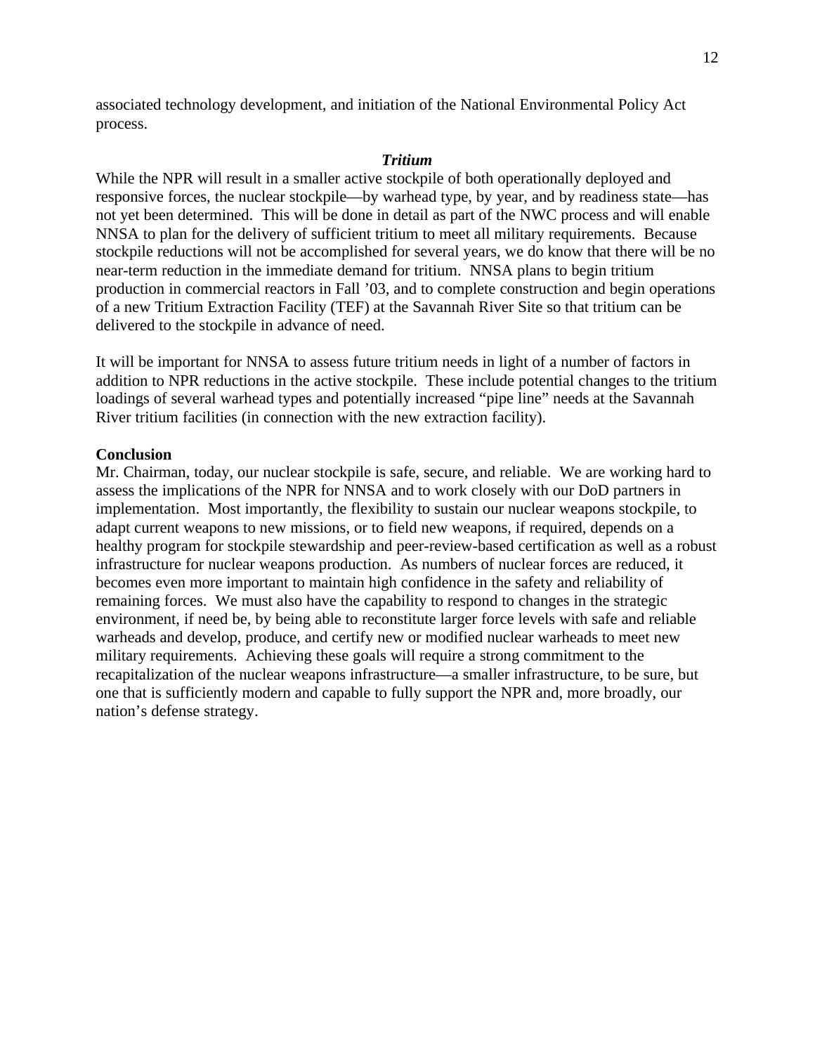associated technology development, and initiation of the National Environmental Policy Act process.

### ***Tritium***

While the NPR will result in a smaller active stockpile of both operationally deployed and responsive forces, the nuclear stockpile—by warhead type, by year, and by readiness state—has not yet been determined. This will be done in detail as part of the NWC process and will enable NNSA to plan for the delivery of sufficient tritium to meet all military requirements. Because stockpile reductions will not be accomplished for several years, we do know that there will be no near-term reduction in the immediate demand for tritium. NNSA plans to begin tritium production in commercial reactors in Fall '03, and to complete construction and begin operations of a new Tritium Extraction Facility (TEF) at the Savannah River Site so that tritium can be delivered to the stockpile in advance of need.

It will be important for NNSA to assess future tritium needs in light of a number of factors in addition to NPR reductions in the active stockpile. These include potential changes to the tritium loadings of several warhead types and potentially increased "pipe line" needs at the Savannah River tritium facilities (in connection with the new extraction facility).

## **Conclusion**

Mr. Chairman, today, our nuclear stockpile is safe, secure, and reliable. We are working hard to assess the implications of the NPR for NNSA and to work closely with our DoD partners in implementation. Most importantly, the flexibility to sustain our nuclear weapons stockpile, to adapt current weapons to new missions, or to field new weapons, if required, depends on a healthy program for stockpile stewardship and peer-review-based certification as well as a robust infrastructure for nuclear weapons production. As numbers of nuclear forces are reduced, it becomes even more important to maintain high confidence in the safety and reliability of remaining forces. We must also have the capability to respond to changes in the strategic environment, if need be, by being able to reconstitute larger force levels with safe and reliable warheads and develop, produce, and certify new or modified nuclear warheads to meet new military requirements. Achieving these goals will require a strong commitment to the recapitalization of the nuclear weapons infrastructure—a smaller infrastructure, to be sure, but one that is sufficiently modern and capable to fully support the NPR and, more broadly, our nation's defense strategy.